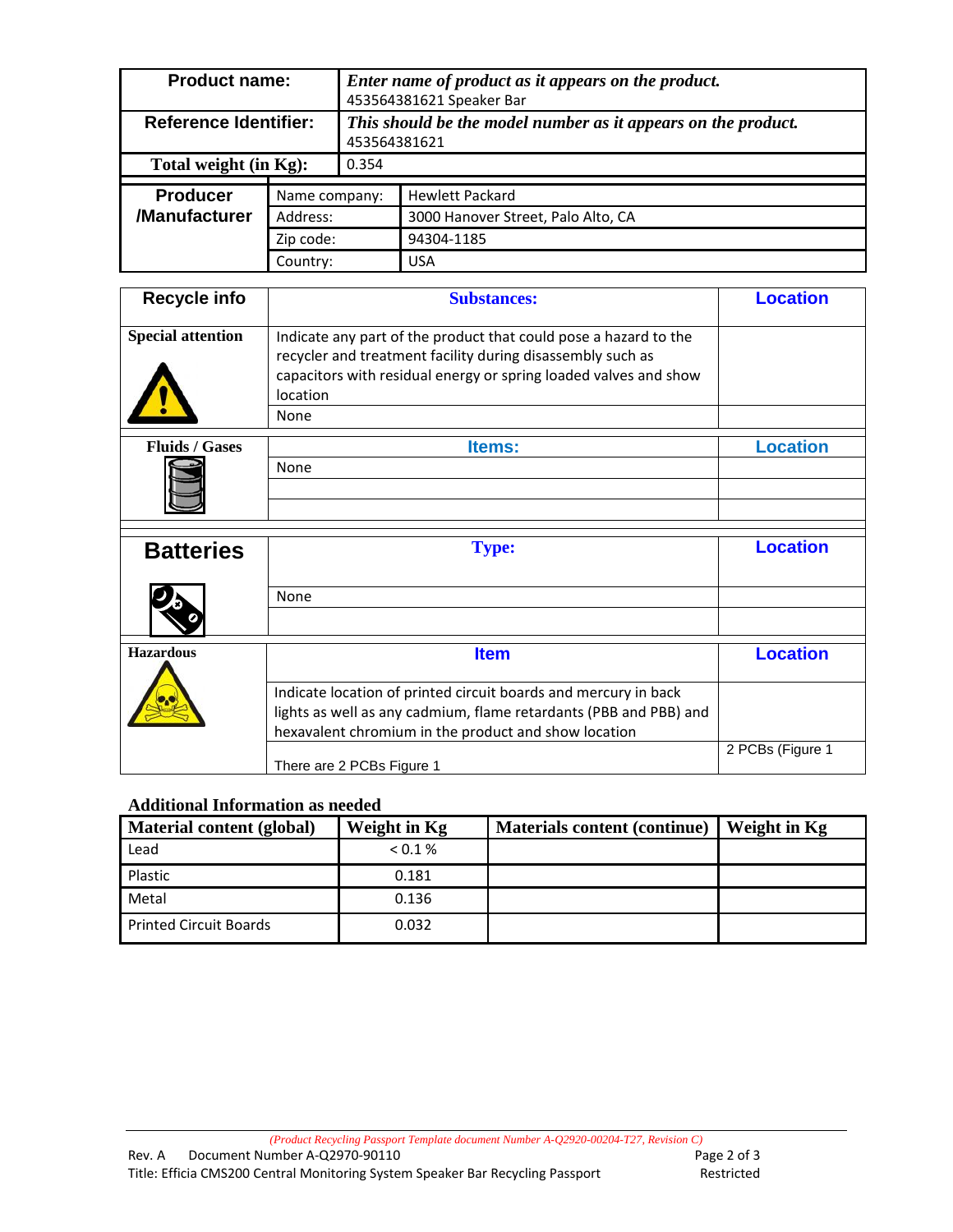| Product name: | *Enter name of product as it appears on the product.* 453564381621 Speaker Bar |
|---|---|
| Reference Identifier: | *This should be the model number as it appears on the product.* 453564381621 |
| Total weight (in Kg): | 0.354 |

| Producer /Manufacturer | | |
|---|---|---|
| | Name company: | Hewlett Packard |
| | Address: | 3000 Hanover Street, Palo Alto, CA |
| | Zip code: | 94304-1185 |
| | Country: | USA |

| Recycle info | Substances: | Location |
|---|---|---|
| Special attention | Indicate any part of the product that could pose a hazard to the recycler and treatment facility during disassembly such as capacitors with residual energy or spring loaded valves and show location | |
| | None | |

| Fluids / Gases | Items: | Location |
|---|---|---|
| | None | |
| | | |
| | | |

| Batteries | Type: | Location |
|---|---|---|
| | None | |
| | | |

| Hazardous | Item | Location |
|---|---|---|
| | Indicate location of printed circuit boards and mercury in back lights as well as any cadmium, flame retardants (PBB and PBB) and hexavalent chromium in the product and show location | |
| | There are 2 PCBs Figure 1 | 2 PCBs (Figure 1 |

## Additional Information as needed

| Material content (global) | Weight in Kg | Materials content (continue) | Weight in Kg |
|---|---|---|---|
| Lead | < 0.1 % | | |
| Plastic | 0.181 | | |
| Metal | 0.136 | | |
| Printed Circuit Boards | 0.032 | | |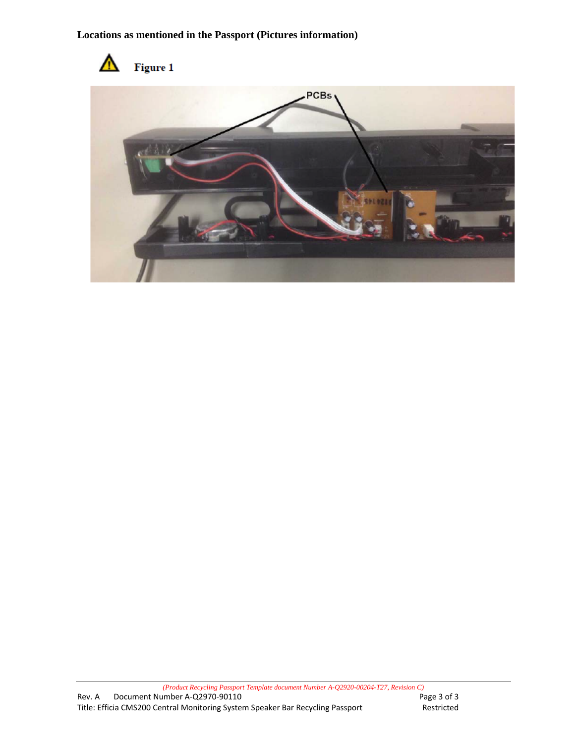**Locations as mentioned in the Passport (Pictures information)**

⚠ **Figure 1**

PCBs